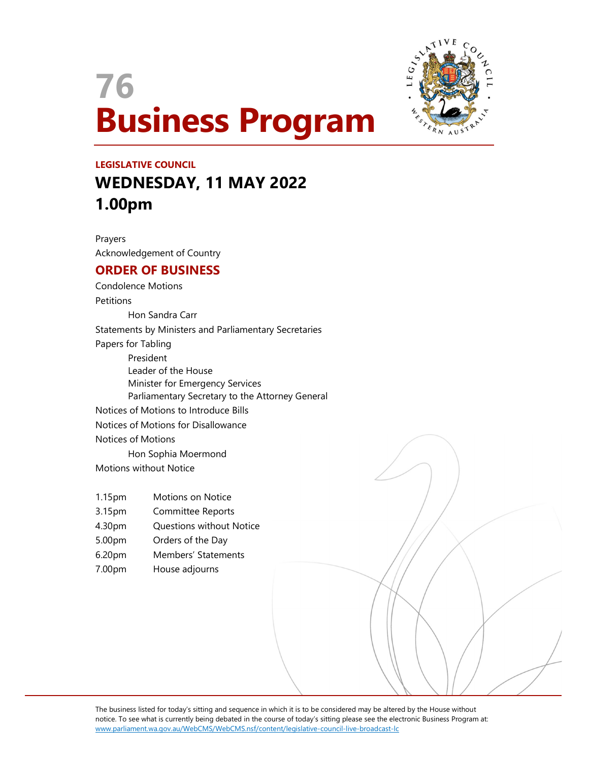# 76
# Business Program

**LEGISLATIVE COUNCIL**

## WEDNESDAY, 11 MAY 2022
## 1.00pm

Prayers

Acknowledgement of Country

## ORDER OF BUSINESS

Condolence Motions

Petitions

- Hon Sandra Carr

Statements by Ministers and Parliamentary Secretaries

Papers for Tabling

- President
- Leader of the House
- Minister for Emergency Services
- Parliamentary Secretary to the Attorney General

Notices of Motions to Introduce Bills

Notices of Motions for Disallowance

Notices of Motions

- Hon Sophia Moermond

Motions without Notice

| | |
|---|---|
| 1.15pm | Motions on Notice |
| 3.15pm | Committee Reports |
| 4.30pm | Questions without Notice |
| 5.00pm | Orders of the Day |
| 6.20pm | Members' Statements |
| 7.00pm | House adjourns |

The business listed for today's sitting and sequence in which it is to be considered may be altered by the House without notice. To see what is currently being debated in the course of today's sitting please see the electronic Business Program at: www.parliament.wa.gov.au/WebCMS/WebCMS.nsf/content/legislative-council-live-broadcast-lc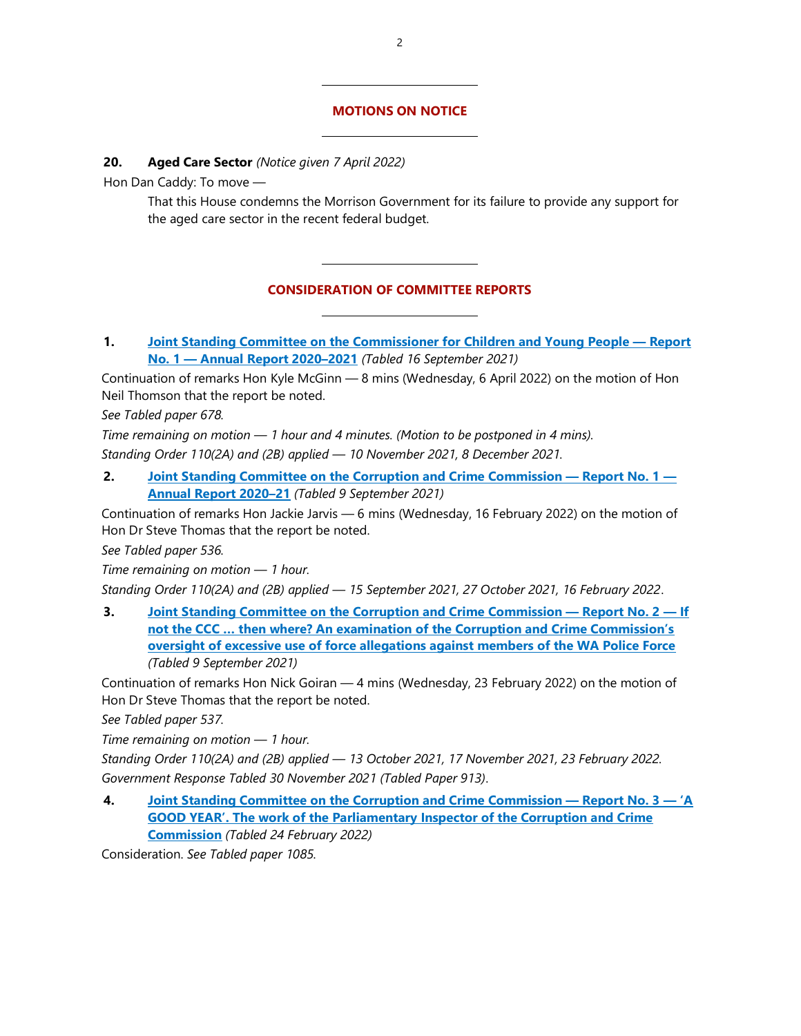## MOTIONS ON NOTICE

**20. Aged Care Sector** *(Notice given 7 April 2022)*

Hon Dan Caddy: To move —

> That this House condemns the Morrison Government for its failure to provide any support for the aged care sector in the recent federal budget.

## CONSIDERATION OF COMMITTEE REPORTS

**1. Joint Standing Committee on the Commissioner for Children and Young People — Report No. 1 — Annual Report 2020–2021** *(Tabled 16 September 2021)*

Continuation of remarks Hon Kyle McGinn — 8 mins (Wednesday, 6 April 2022) on the motion of Hon Neil Thomson that the report be noted.

*See Tabled paper 678.*

*Time remaining on motion — 1 hour and 4 minutes. (Motion to be postponed in 4 mins).*

*Standing Order 110(2A) and (2B) applied — 10 November 2021, 8 December 2021.*

**2. Joint Standing Committee on the Corruption and Crime Commission — Report No. 1 — Annual Report 2020–21** *(Tabled 9 September 2021)*

Continuation of remarks Hon Jackie Jarvis — 6 mins (Wednesday, 16 February 2022) on the motion of Hon Dr Steve Thomas that the report be noted.

*See Tabled paper 536.*

*Time remaining on motion — 1 hour.*

*Standing Order 110(2A) and (2B) applied — 15 September 2021, 27 October 2021, 16 February 2022*.

**3. Joint Standing Committee on the Corruption and Crime Commission — Report No. 2 — If not the CCC ... then where? An examination of the Corruption and Crime Commission's oversight of excessive use of force allegations against members of the WA Police Force** *(Tabled 9 September 2021)*

Continuation of remarks Hon Nick Goiran — 4 mins (Wednesday, 23 February 2022) on the motion of Hon Dr Steve Thomas that the report be noted.

*See Tabled paper 537.*

*Time remaining on motion — 1 hour.*

*Standing Order 110(2A) and (2B) applied — 13 October 2021, 17 November 2021, 23 February 2022.*

*Government Response Tabled 30 November 2021 (Tabled Paper 913)*.

**4. Joint Standing Committee on the Corruption and Crime Commission — Report No. 3 — 'A GOOD YEAR'. The work of the Parliamentary Inspector of the Corruption and Crime Commission** *(Tabled 24 February 2022)*

Consideration. *See Tabled paper 1085.*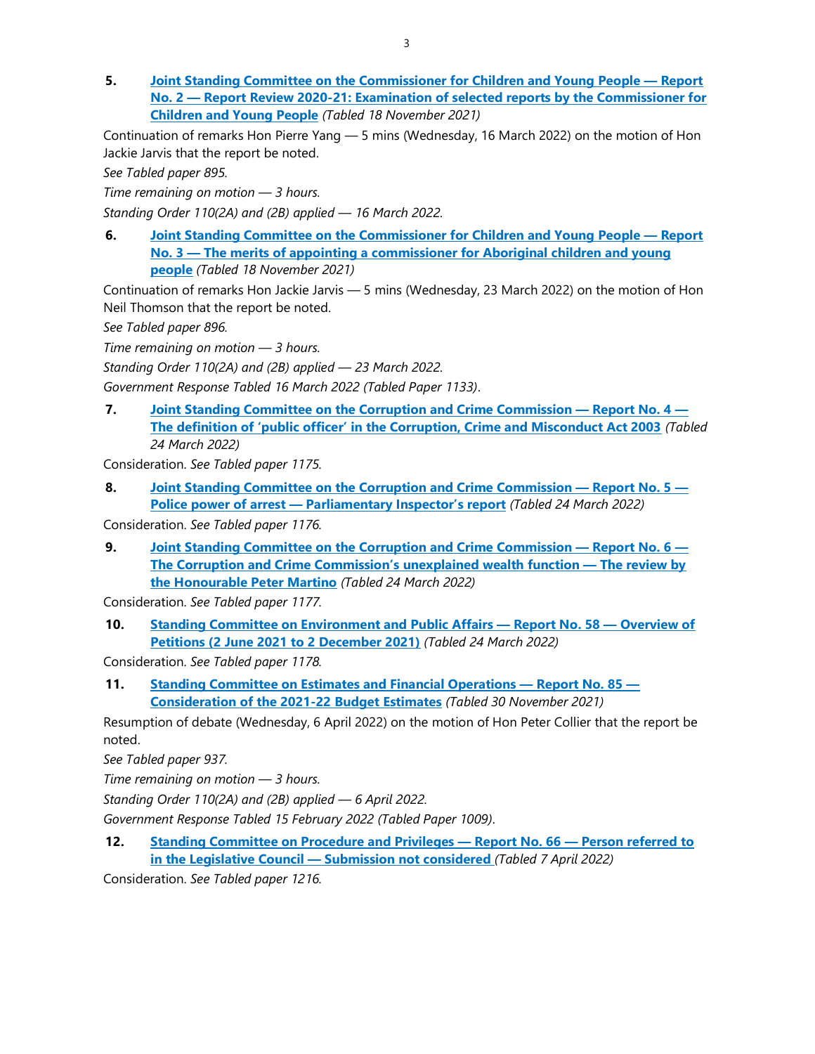5. **Joint Standing Committee on the Commissioner for Children and Young People — Report No. 2 — Report Review 2020-21: Examination of selected reports by the Commissioner for Children and Young People** *(Tabled 18 November 2021)*

Continuation of remarks Hon Pierre Yang — 5 mins (Wednesday, 16 March 2022) on the motion of Hon Jackie Jarvis that the report be noted.

*See Tabled paper 895.*

*Time remaining on motion — 3 hours.*

*Standing Order 110(2A) and (2B) applied — 16 March 2022.*

6. **Joint Standing Committee on the Commissioner for Children and Young People — Report No. 3 — The merits of appointing a commissioner for Aboriginal children and young people** *(Tabled 18 November 2021)*

Continuation of remarks Hon Jackie Jarvis — 5 mins (Wednesday, 23 March 2022) on the motion of Hon Neil Thomson that the report be noted.

*See Tabled paper 896.*

*Time remaining on motion — 3 hours.*

*Standing Order 110(2A) and (2B) applied — 23 March 2022.*

*Government Response Tabled 16 March 2022 (Tabled Paper 1133).*

7. **Joint Standing Committee on the Corruption and Crime Commission — Report No. 4 — The definition of 'public officer' in the Corruption, Crime and Misconduct Act 2003** *(Tabled 24 March 2022)*

Consideration. *See Tabled paper 1175.*

8. **Joint Standing Committee on the Corruption and Crime Commission — Report No. 5 — Police power of arrest — Parliamentary Inspector's report** *(Tabled 24 March 2022)*

Consideration. *See Tabled paper 1176.*

9. **Joint Standing Committee on the Corruption and Crime Commission — Report No. 6 — The Corruption and Crime Commission's unexplained wealth function — The review by the Honourable Peter Martino** *(Tabled 24 March 2022)*

Consideration. *See Tabled paper 1177.*

10. **Standing Committee on Environment and Public Affairs — Report No. 58 — Overview of Petitions (2 June 2021 to 2 December 2021)** *(Tabled 24 March 2022)*

Consideration. *See Tabled paper 1178.*

11. **Standing Committee on Estimates and Financial Operations — Report No. 85 — Consideration of the 2021-22 Budget Estimates** *(Tabled 30 November 2021)*

Resumption of debate (Wednesday, 6 April 2022) on the motion of Hon Peter Collier that the report be noted.

*See Tabled paper 937.*

*Time remaining on motion — 3 hours.*

*Standing Order 110(2A) and (2B) applied — 6 April 2022.*

*Government Response Tabled 15 February 2022 (Tabled Paper 1009).*

12. **Standing Committee on Procedure and Privileges — Report No. 66 — Person referred to in the Legislative Council — Submission not considered** *(Tabled 7 April 2022)*

Consideration. *See Tabled paper 1216.*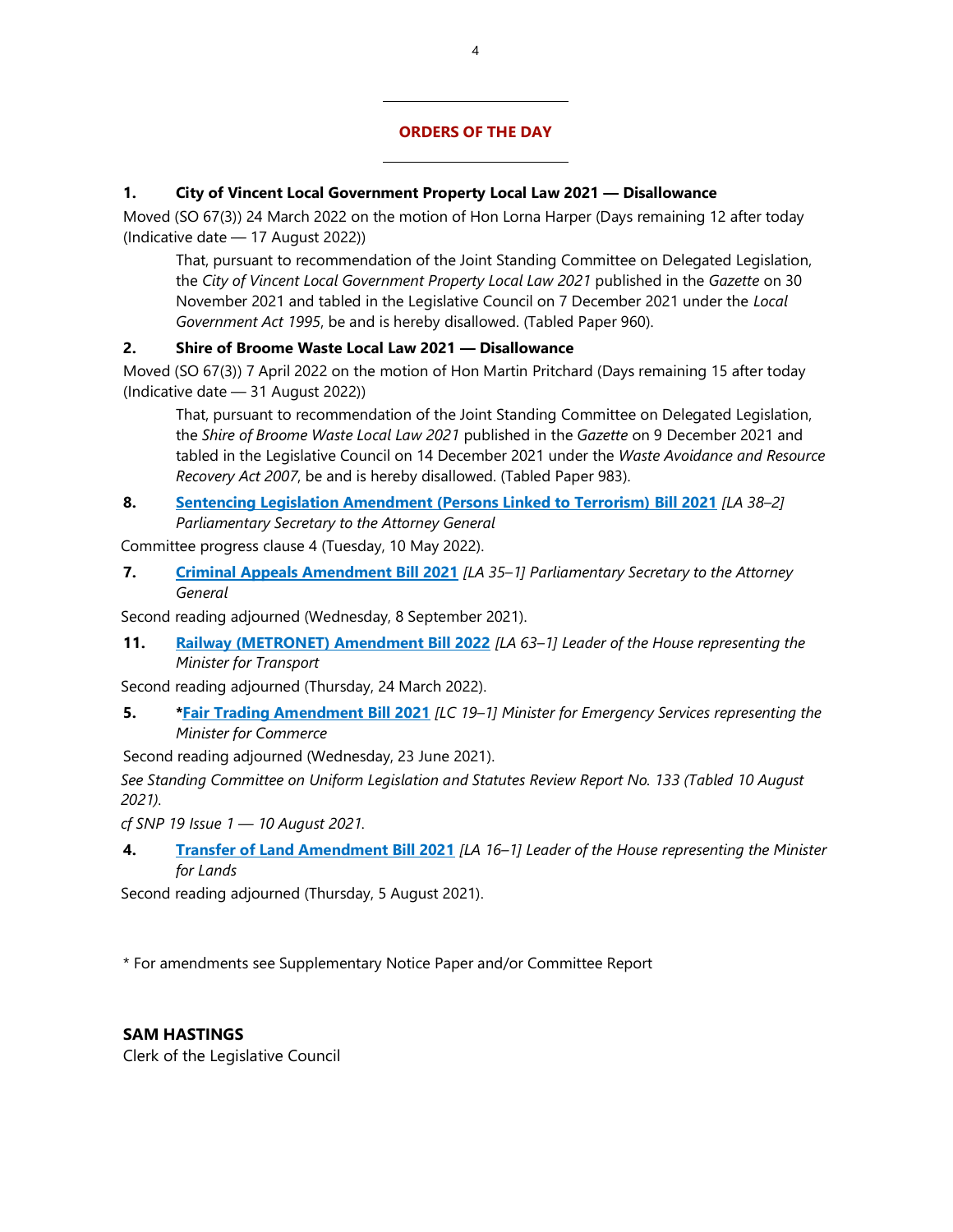## ORDERS OF THE DAY

**1. City of Vincent Local Government Property Local Law 2021 — Disallowance**

Moved (SO 67(3)) 24 March 2022 on the motion of Hon Lorna Harper (Days remaining 12 after today (Indicative date — 17 August 2022))

> That, pursuant to recommendation of the Joint Standing Committee on Delegated Legislation, the *City of Vincent Local Government Property Local Law 2021* published in the *Gazette* on 30 November 2021 and tabled in the Legislative Council on 7 December 2021 under the *Local Government Act 1995*, be and is hereby disallowed. (Tabled Paper 960).

**2. Shire of Broome Waste Local Law 2021 — Disallowance**

Moved (SO 67(3)) 7 April 2022 on the motion of Hon Martin Pritchard (Days remaining 15 after today (Indicative date — 31 August 2022))

> That, pursuant to recommendation of the Joint Standing Committee on Delegated Legislation, the *Shire of Broome Waste Local Law 2021* published in the *Gazette* on 9 December 2021 and tabled in the Legislative Council on 14 December 2021 under the *Waste Avoidance and Resource Recovery Act 2007*, be and is hereby disallowed. (Tabled Paper 983).

**8.** **Sentencing Legislation Amendment (Persons Linked to Terrorism) Bill 2021** *[LA 38–2] Parliamentary Secretary to the Attorney General*

Committee progress clause 4 (Tuesday, 10 May 2022).

**7.** **Criminal Appeals Amendment Bill 2021** *[LA 35–1] Parliamentary Secretary to the Attorney General*

Second reading adjourned (Wednesday, 8 September 2021).

**11.** **Railway (METRONET) Amendment Bill 2022** *[LA 63–1] Leader of the House representing the Minister for Transport*

Second reading adjourned (Thursday, 24 March 2022).

**5.** ***Fair Trading Amendment Bill 2021** *[LC 19–1] Minister for Emergency Services representing the Minister for Commerce*

Second reading adjourned (Wednesday, 23 June 2021).

*See Standing Committee on Uniform Legislation and Statutes Review Report No. 133 (Tabled 10 August 2021).*

*cf SNP 19 Issue 1 — 10 August 2021.*

**4.** **Transfer of Land Amendment Bill 2021** *[LA 16–1] Leader of the House representing the Minister for Lands*

Second reading adjourned (Thursday, 5 August 2021).

\* For amendments see Supplementary Notice Paper and/or Committee Report

**SAM HASTINGS**
Clerk of the Legislative Council